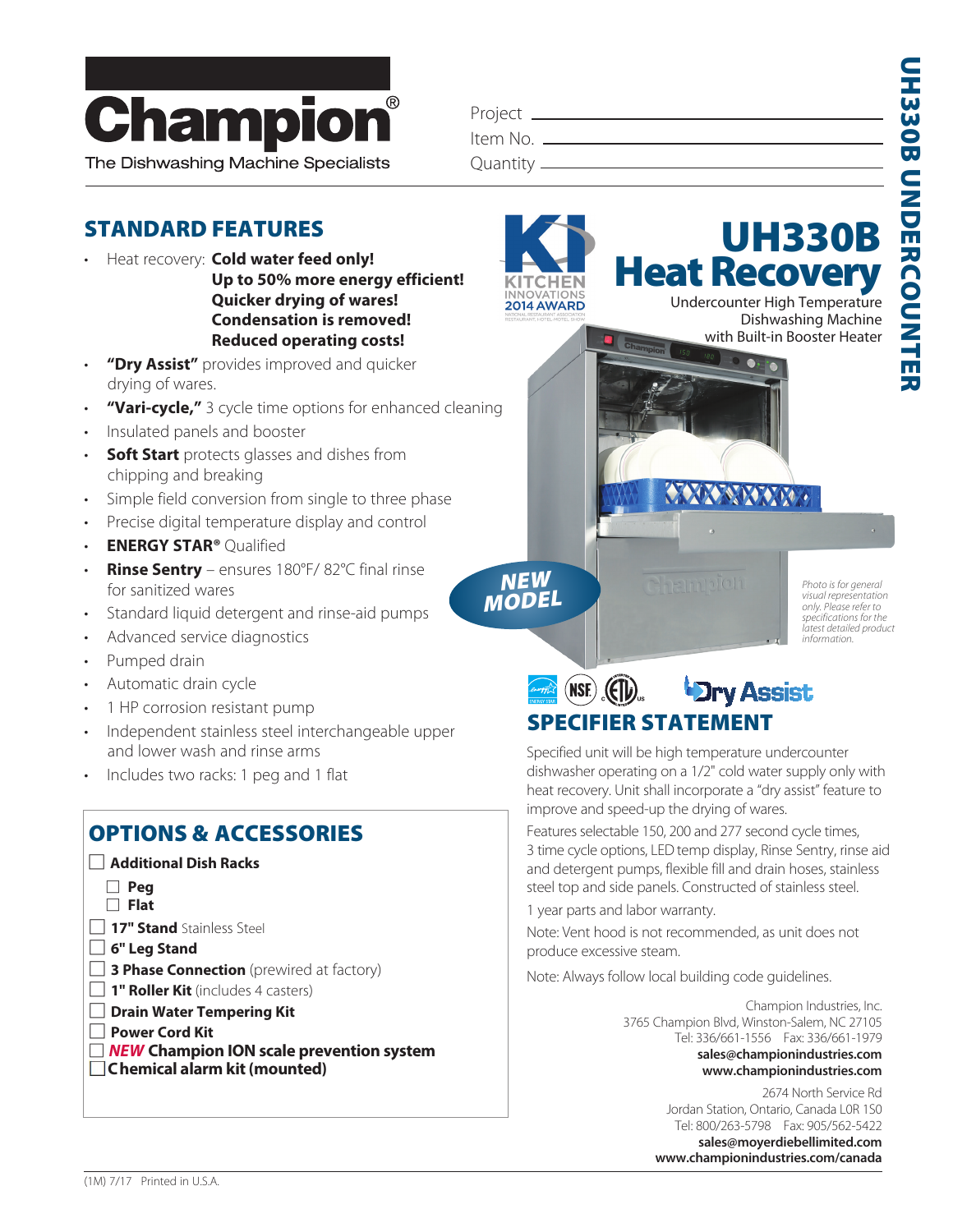# Champion®

The Dishwashing Machine Specialists

Project ______________________

Item No. ______________________

Quantity ______________________

UH330B UNDERCOUNTER

## STANDARD FEATURES

- Heat recovery: **Cold water feed only!**
  **Up to 50% more energy efficient!**
  **Quicker drying of wares!**
  **Condensation is removed!**
  **Reduced operating costs!**
- **"Dry Assist"** provides improved and quicker drying of wares.
- **"Vari-cycle,"** 3 cycle time options for enhanced cleaning
- Insulated panels and booster
- **Soft Start** protects glasses and dishes from chipping and breaking
- Simple field conversion from single to three phase
- Precise digital temperature display and control
- **ENERGY STAR®** Qualified
- **Rinse Sentry** – ensures 180°F/ 82°C final rinse for sanitized wares
- Standard liquid detergent and rinse-aid pumps
- Advanced service diagnostics
- Pumped drain
- Automatic drain cycle
- 1 HP corrosion resistant pump
- Independent stainless steel interchangeable upper and lower wash and rinse arms
- Includes two racks: 1 peg and 1 flat

KITCHEN INNOVATIONS 2014 AWARD

# UH330B Heat Recovery

Undercounter High Temperature Dishwashing Machine with Built-in Booster Heater

NEW MODEL

*Photo is for general visual representation only. Please refer to specifications for the latest detailed product information.*

Dry Assist

## OPTIONS & ACCESSORIES

- ☐ **Additional Dish Racks**
  - ☐ **Peg**
  - ☐ **Flat**
- ☐ **17" Stand** Stainless Steel
- ☐ **6" Leg Stand**
- ☐ **3 Phase Connection** (prewired at factory)
- ☐ **1" Roller Kit** (includes 4 casters)
- ☐ **Drain Water Tempering Kit**
- ☐ **Power Cord Kit**
- ☐ ***NEW* Champion ION scale prevention system**
- ☐ **Chemical alarm kit (mounted)**

## SPECIFIER STATEMENT

Specified unit will be high temperature undercounter dishwasher operating on a 1/2" cold water supply only with heat recovery. Unit shall incorporate a "dry assist" feature to improve and speed-up the drying of wares.

Features selectable 150, 200 and 277 second cycle times, 3 time cycle options, LED temp display, Rinse Sentry, rinse aid and detergent pumps, flexible fill and drain hoses, stainless steel top and side panels. Constructed of stainless steel.

1 year parts and labor warranty.

Note: Vent hood is not recommended, as unit does not produce excessive steam.

Note: Always follow local building code guidelines.

Champion Industries, Inc.
3765 Champion Blvd, Winston-Salem, NC 27105
Tel: 336/661-1556 Fax: 336/661-1979
**sales@championindustries.com**
**www.championindustries.com**

2674 North Service Rd
Jordan Station, Ontario, Canada L0R 1S0
Tel: 800/263-5798 Fax: 905/562-5422
**sales@moyerdiebellimited.com**
**www.championindustries.com/canada**

(1M) 7/17 Printed in U.S.A.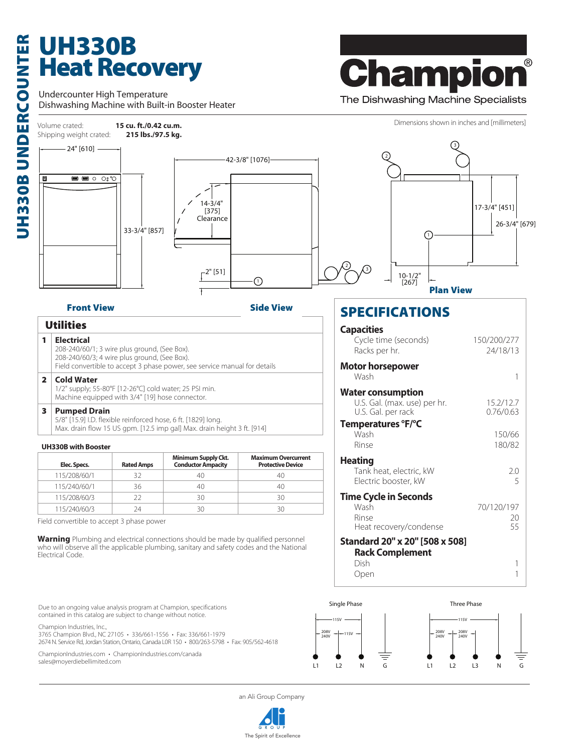# UH330B Heat Recovery

Undercounter High Temperature Dishwashing Machine with Built-in Booster Heater

**Champion®**
The Dishwashing Machine Specialists

Volume crated: **15 cu. ft./0.42 cu.m.**
Shipping weight crated: **215 lbs./97.5 kg.**

Dimensions shown in inches and [millimeters]

24" [610]
33-3/4" [857]
42-3/8" [1076]
14-3/4" [375] Clearance
2" [51]
17-3/4" [451]
26-3/4" [679]
10-1/2" [267]

Front View
Side View
Plan View

## Utilities

| | |
|---|---|
| **1** | **Electrical**<br>208-240/60/1; 3 wire plus ground, (See Box).<br>208-240/60/3; 4 wire plus ground, (See Box).<br>Field convertible to accept 3 phase power, see service manual for details |
| **2** | **Cold Water**<br>1/2" supply; 55-80°F [12-26°C] cold water; 25 PSI min.<br>Machine equipped with 3/4" [19] hose connector. |
| **3** | **Pumped Drain**<br>5/8" [15.9] I.D. flexible reinforced hose, 6 ft. [1829] long.<br>Max. drain flow 15 US gpm. [12.5 imp gal] Max. drain height 3 ft. [914] |

**UH330B with Booster**

| Elec. Specs. | Rated Amps | Minimum Supply Ckt. Conductor Ampacity | Maximum Overcurrent Protective Device |
|---|---|---|---|
| 115/208/60/1 | 32 | 40 | 40 |
| 115/240/60/1 | 36 | 40 | 40 |
| 115/208/60/3 | 22 | 30 | 30 |
| 115/240/60/3 | 24 | 30 | 30 |

Field convertible to accept 3 phase power

**Warning** Plumbing and electrical connections should be made by qualified personnel who will observe all the applicable plumbing, sanitary and safety codes and the National Electrical Code.

## SPECIFICATIONS

| | |
|---|---|
| **Capacities** | |
| Cycle time (seconds) | 150/200/277 |
| Racks per hr. | 24/18/13 |
| **Motor horsepower** | |
| Wash | 1 |
| **Water consumption** | |
| U.S. Gal. (max. use) per hr. | 15.2/12.7 |
| U.S. Gal. per rack | 0.76/0.63 |
| **Temperatures °F/°C** | |
| Wash | 150/66 |
| Rinse | 180/82 |
| **Heating** | |
| Tank heat, electric, kW | 2.0 |
| Electric booster, kW | 5 |
| **Time Cycle in Seconds** | |
| Wash | 70/120/197 |
| Rinse | 20 |
| Heat recovery/condense | 55 |
| **Standard 20" x 20" [508 x 508] Rack Complement** | |
| Dish | 1 |
| Open | 1 |

Due to an ongoing value analysis program at Champion, specifications contained in this catalog are subject to change without notice.

Champion Industries, Inc.,
3765 Champion Blvd., NC 27105 • 336/661-1556 • Fax: 336/661-1979
2674 N. Service Rd, Jordan Station, Ontario, Canada L0R 1S0 • 800/263-5798 • Fax: 905/562-4618

ChampionIndustries.com • ChampionIndustries.com/canada
sales@moyerdiebellimited.com

Single Phase
115V
208V 240V
115V
L1 L2 N G

Three Phase
115V
208V 240V
208V 240V
L1 L2 L3 N G

an Ali Group Company

The Spirit of Excellence